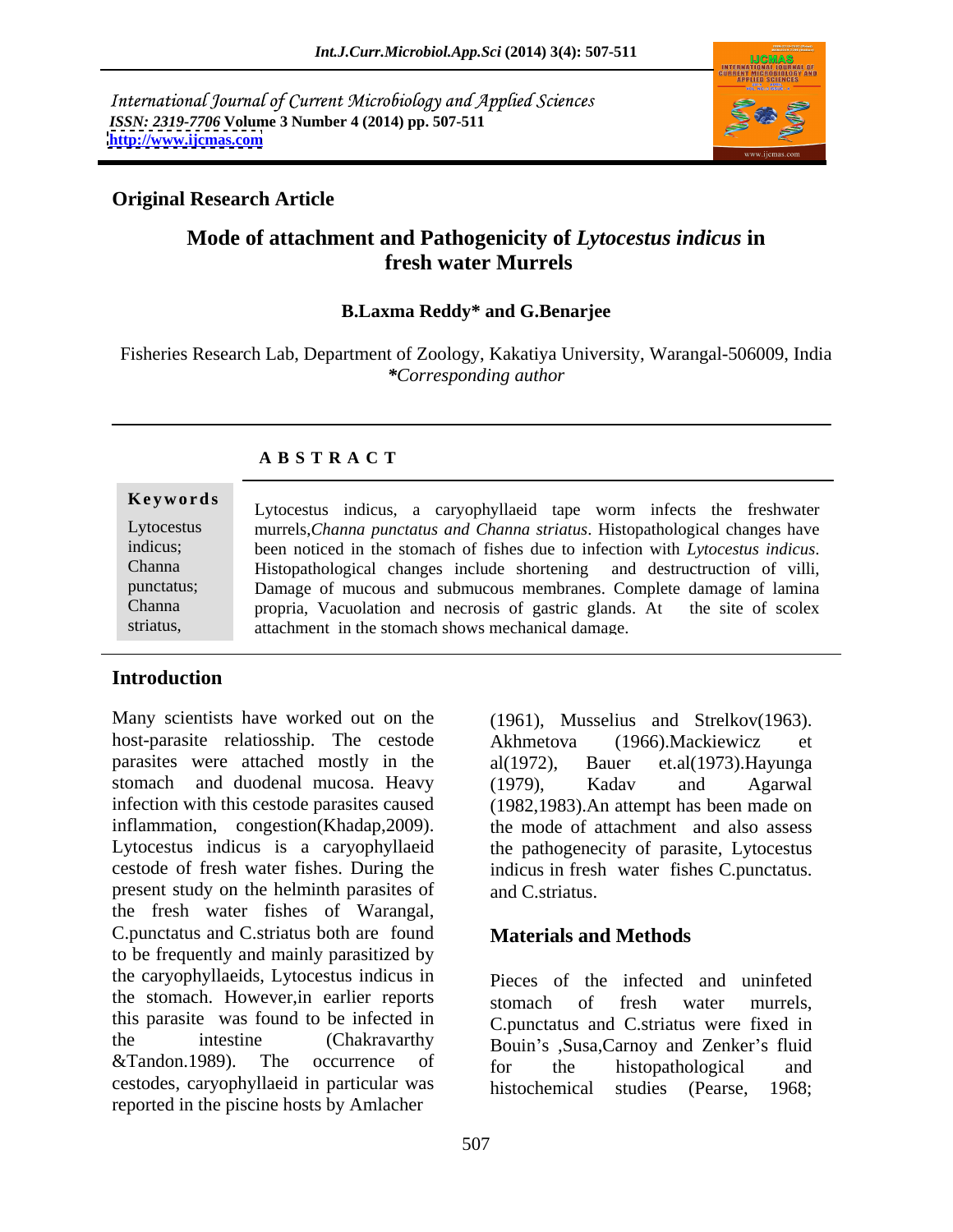International Journal of Current Microbiology and Applied Sciences
*ISSN: 2319-7706* **Volume 3 Number 4 (2014) pp. 507-511**
**http://www.ijcmas.com**

**Original Research Article**

# Mode of attachment and Pathogenicity of *Lytocestus indicus* in fresh water Murrels

**B.Laxma Reddy\* and G.Benarjee**

Fisheries Research Lab, Department of Zoology, Kakatiya University, Warangal-506009, India
*\*Corresponding author*

**A B S T R A C T**

**Keywords**

Lytocestus indicus; Channa punctatus; Channa striatus,

Lytocestus indicus, a caryophyllaeid tape worm infects the freshwater murrels,*Channa punctatus and Channa striatus*. Histopathological changes have been noticed in the stomach of fishes due to infection with *Lytocestus indicus*. Histopathological changes include shortening and destructruction of villi, Damage of mucous and submucous membranes. Complete damage of lamina propria, Vacuolation and necrosis of gastric glands. At the site of scolex attachment in the stomach shows mechanical damage.

## Introduction

Many scientists have worked out on the host-parasite relatiosship. The cestode parasites were attached mostly in the stomach and duodenal mucosa. Heavy infection with this cestode parasites caused inflammation, congestion(Khadap,2009). Lytocestus indicus is a caryophyllaeid cestode of fresh water fishes. During the present study on the helminth parasites of the fresh water fishes of Warangal, C.punctatus and C.striatus both are found to be frequently and mainly parasitized by the caryophyllaeids, Lytocestus indicus in the stomach. However,in earlier reports this parasite was found to be infected in the intestine (Chakravarthy &Tandon.1989). The occurrence of cestodes, caryophyllaeid in particular was reported in the piscine hosts by Amlacher (1961), Musselius and Strelkov(1963). Akhmetova (1966).Mackiewicz et al(1972), Bauer et.al(1973).Hayunga (1979), Kadav and Agarwal (1982,1983).An attempt has been made on the mode of attachment and also assess the pathogenecity of parasite, Lytocestus indicus in fresh water fishes C.punctatus. and C.striatus.

## Materials and Methods

Pieces of the infected and uninfeted stomach of fresh water murrels, C.punctatus and C.striatus were fixed in Bouin's ,Susa,Carnoy and Zenker's fluid for the histopathological and histochemical studies (Pearse, 1968;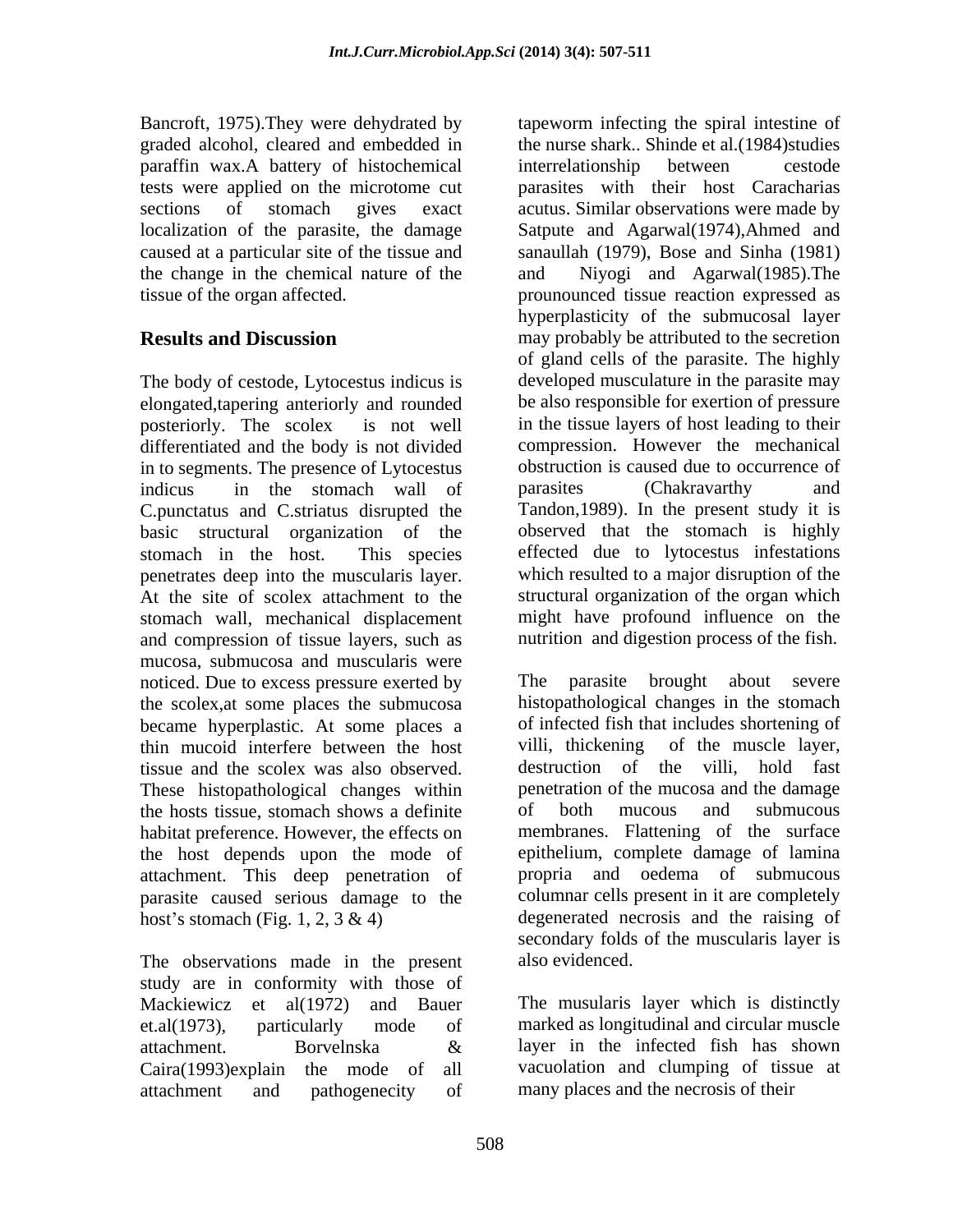Bancroft, 1975).They were dehydrated by graded alcohol, cleared and embedded in paraffin wax.A battery of histochemical tests were applied on the microtome cut sections of stomach gives exact localization of the parasite, the damage caused at a particular site of the tissue and the change in the chemical nature of the tissue of the organ affected.

## Results and Discussion

The body of cestode, Lytocestus indicus is elongated,tapering anteriorly and rounded posteriorly. The scolex is not well differentiated and the body is not divided in to segments. The presence of Lytocestus indicus in the stomach wall of C.punctatus and C.striatus disrupted the basic structural organization of the stomach in the host. This species penetrates deep into the muscularis layer. At the site of scolex attachment to the stomach wall, mechanical displacement and compression of tissue layers, such as mucosa, submucosa and muscularis were noticed. Due to excess pressure exerted by the scolex,at some places the submucosa became hyperplastic. At some places a thin mucoid interfere between the host tissue and the scolex was also observed. These histopathological changes within the hosts tissue, stomach shows a definite habitat preference. However, the effects on the host depends upon the mode of attachment. This deep penetration of parasite caused serious damage to the host's stomach (Fig. 1, 2, 3 & 4)

The observations made in the present study are in conformity with those of Mackiewicz et al(1972) and Bauer et.al(1973), particularly mode of attachment. Borvelnska & Caira(1993)explain the mode of all attachment and pathogenecity of tapeworm infecting the spiral intestine of the nurse shark.. Shinde et al.(1984)studies interrelationship between cestode parasites with their host Caracharias acutus. Similar observations were made by Satpute and Agarwal(1974),Ahmed and sanaullah (1979), Bose and Sinha (1981) and Niyogi and Agarwal(1985).The prounounced tissue reaction expressed as hyperplasticity of the submucosal layer may probably be attributed to the secretion of gland cells of the parasite. The highly developed musculature in the parasite may be also responsible for exertion of pressure in the tissue layers of host leading to their compression. However the mechanical obstruction is caused due to occurrence of parasites (Chakravarthy and Tandon,1989). In the present study it is observed that the stomach is highly effected due to lytocestus infestations which resulted to a major disruption of the structural organization of the organ which might have profound influence on the nutrition and digestion process of the fish.

The parasite brought about severe histopathological changes in the stomach of infected fish that includes shortening of villi, thickening of the muscle layer, destruction of the villi, hold fast penetration of the mucosa and the damage of both mucous and submucous membranes. Flattening of the surface epithelium, complete damage of lamina propria and oedema of submucous columnar cells present in it are completely degenerated necrosis and the raising of secondary folds of the muscularis layer is also evidenced.

The musularis layer which is distinctly marked as longitudinal and circular muscle layer in the infected fish has shown vacuolation and clumping of tissue at many places and the necrosis of their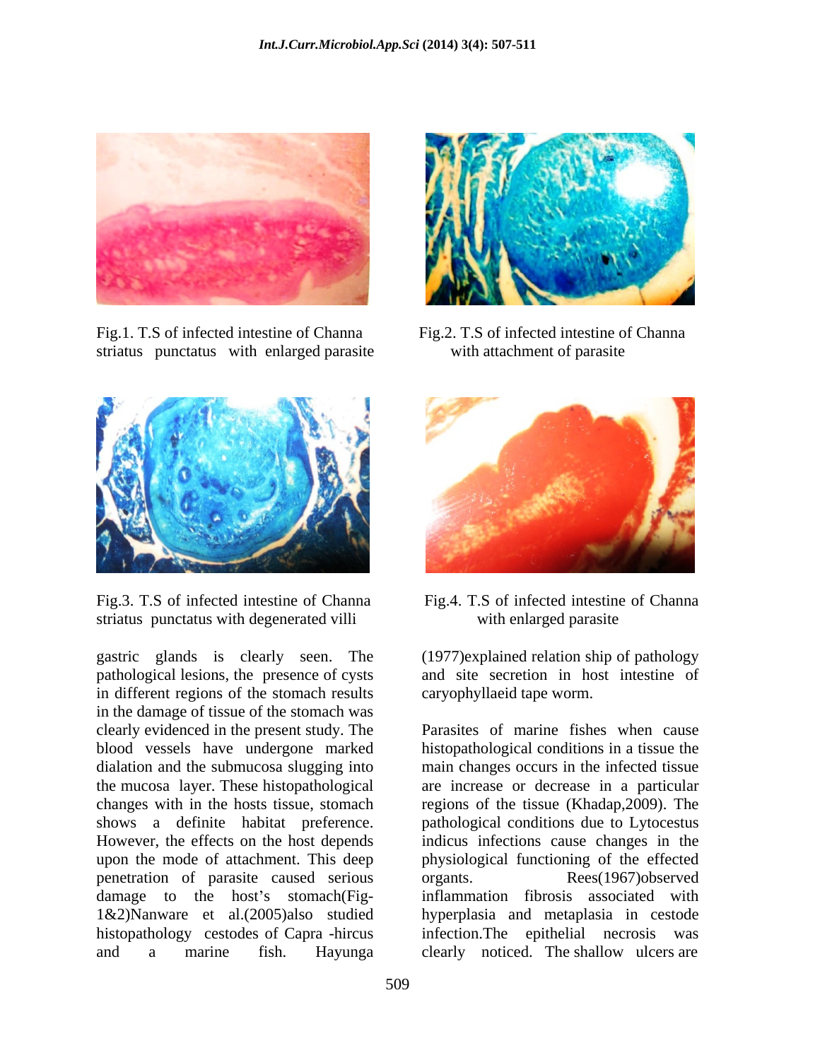Fig.1. T.S of infected intestine of Channa striatus punctatus with enlarged parasite

Fig.2. T.S of infected intestine of Channa with attachment of parasite

Fig.3. T.S of infected intestine of Channa striatus punctatus with degenerated villi

Fig.4. T.S of infected intestine of Channa with enlarged parasite

gastric glands is clearly seen. The pathological lesions, the presence of cysts in different regions of the stomach results in the damage of tissue of the stomach was clearly evidenced in the present study. The blood vessels have undergone marked dialation and the submucosa slugging into the mucosa layer. These histopathological changes with in the hosts tissue, stomach shows a definite habitat preference. However, the effects on the host depends upon the mode of attachment. This deep penetration of parasite caused serious damage to the host's stomach(Fig-1&2)Nanware et al.(2005)also studied histopathology cestodes of Capra -hircus and a marine fish. Hayunga (1977)explained relation ship of pathology and site secretion in host intestine of caryophyllaeid tape worm.

Parasites of marine fishes when cause histopathological conditions in a tissue the main changes occurs in the infected tissue are increase or decrease in a particular regions of the tissue (Khadap,2009). The pathological conditions due to Lytocestus indicus infections cause changes in the physiological functioning of the effected organts. Rees(1967)observed inflammation fibrosis associated with hyperplasia and metaplasia in cestode infection.The epithelial necrosis was clearly noticed. The shallow ulcers are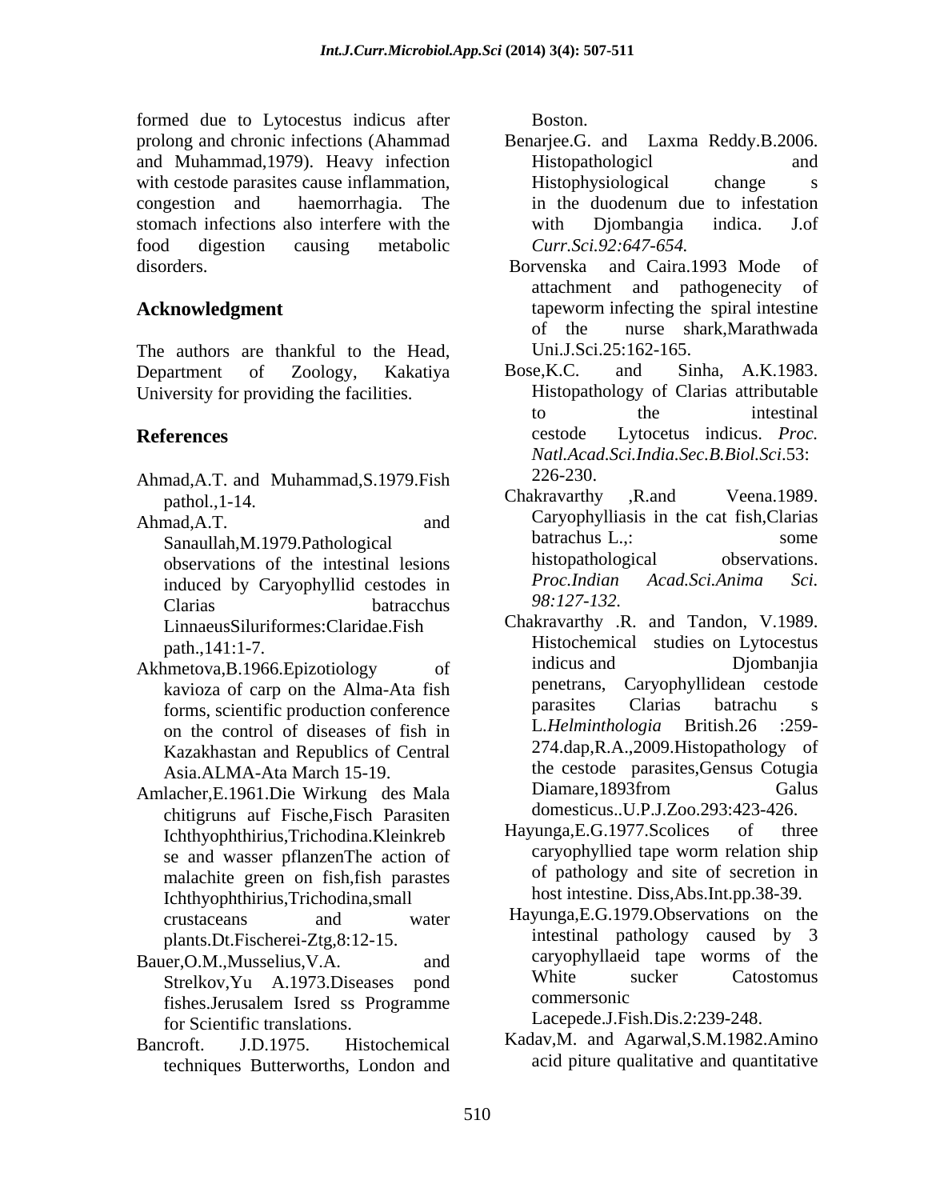formed due to Lytocestus indicus after prolong and chronic infections (Ahammad and Muhammad,1979). Heavy infection with cestode parasites cause inflammation, congestion and haemorrhagia. The stomach infections also interfere with the food digestion causing metabolic disorders.

## Acknowledgment

The authors are thankful to the Head, Department of Zoology, Kakatiya University for providing the facilities.

## References

Ahmad,A.T. and Muhammad,S.1979.Fish pathol.,1-14.

Ahmad,A.T. and Sanaullah,M.1979.Pathological observations of the intestinal lesions induced by Caryophyllid cestodes in Clarias batracchus LinnaeusSiluriformes:Claridae.Fish path.,141:1-7.

Akhmetova,B.1966.Epizotiology of kavioza of carp on the Alma-Ata fish forms, scientific production conference on the control of diseases of fish in Kazakhastan and Republics of Central Asia.ALMA-Ata March 15-19.

Amlacher,E.1961.Die Wirkung des Mala chitigruns auf Fische,Fisch Parasiten Ichthyophthirius,Trichodina.Kleinkreb se and wasser pflanzenThe action of malachite green on fish,fish parastes Ichthyophthirius,Trichodina,small crustaceans and water plants.Dt.Fischerei-Ztg,8:12-15.

Bauer,O.M.,Musselius,V.A. and Strelkov,Yu A.1973.Diseases pond fishes.Jerusalem Isred ss Programme for Scientific translations.

Bancroft. J.D.1975. Histochemical techniques Butterworths, London and Boston.

Benarjee.G. and Laxma Reddy.B.2006. Histopathologicl and Histophysiological change s in the duodenum due to infestation with Djombangia indica. J.of *Curr.Sci.92:647-654.*

Borvenska and Caira.1993 Mode of attachment and pathogenecity of tapeworm infecting the spiral intestine of the nurse shark,Marathwada Uni.J.Sci.25:162-165.

Bose,K.C. and Sinha, A.K.1983. Histopathology of Clarias attributable to the intestinal cestode Lytocetus indicus. *Proc. Natl.Acad.Sci.India.Sec.B.Biol.Sci*.53: 226-230.

Chakravarthy ,R.and Veena.1989. Caryophylliasis in the cat fish,Clarias batrachus L.,: some histopathological observations. *Proc.Indian Acad.Sci.Anima Sci. 98:127-132.*

Chakravarthy .R. and Tandon, V.1989. Histochemical studies on Lytocestus indicus and Djombanjia penetrans, Caryophyllidean cestode parasites Clarias batrachu s L.*Helminthologia* British.26 :259-274.dap,R.A.,2009.Histopathology of the cestode parasites,Gensus Cotugia Diamare,1893from Galus domesticus..U.P.J.Zoo.293:423-426.

Hayunga,E.G.1977.Scolices of three caryophyllied tape worm relation ship of pathology and site of secretion in host intestine. Diss,Abs.Int.pp.38-39.

Hayunga,E.G.1979.Observations on the intestinal pathology caused by 3 caryophyllaeid tape worms of the White sucker Catostomus commersonic Lacepede.J.Fish.Dis.2:239-248.

Kadav,M. and Agarwal,S.M.1982.Amino acid piture qualitative and quantitative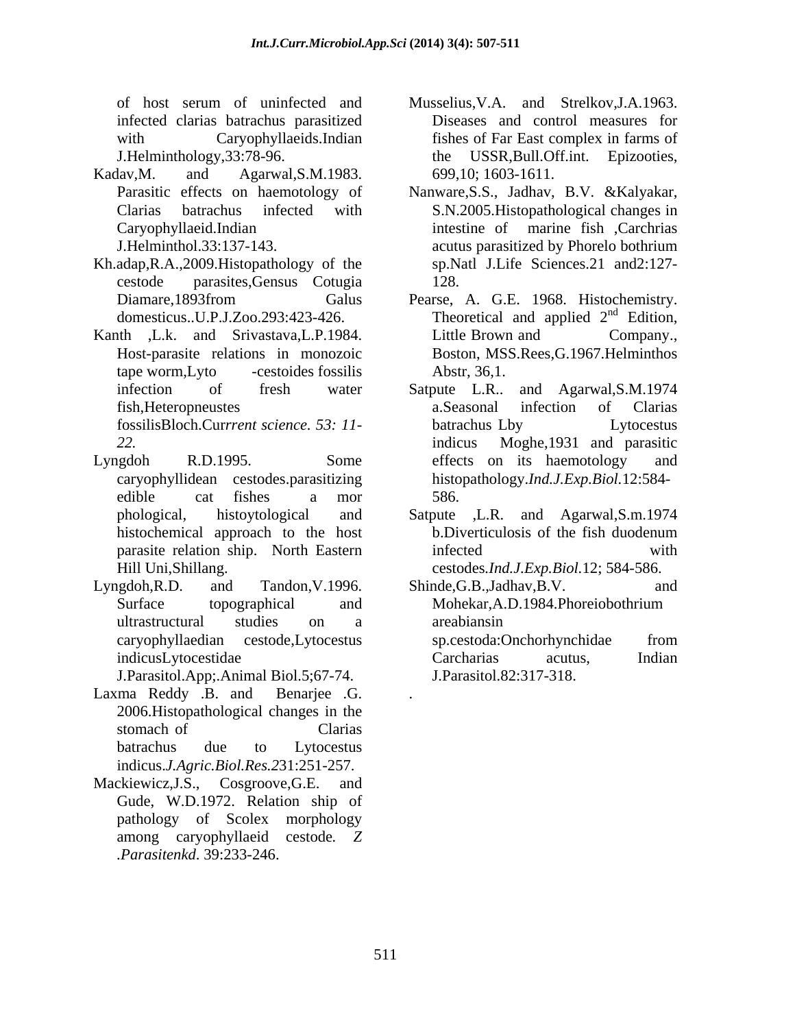of host serum of uninfected and infected clarias batrachus parasitized with Caryophyllaeids.Indian J.Helminthology,33:78-96.

Kadav,M. and Agarwal,S.M.1983. Parasitic effects on haemotology of Clarias batrachus infected with Caryophyllaeid.Indian J.Helminthol.33:137-143.

Kh.adap,R.A.,2009.Histopathology of the cestode parasites,Gensus Cotugia Diamare,1893from Galus domesticus..U.P.J.Zoo.293:423-426.

Kanth ,L.k. and Srivastava,L.P.1984. Host-parasite relations in monozoic tape worm,Lyto -cestoides fossilis infection of fresh water fish,Heteropneustes fossilisBloch.Cur*rrent science. 53: 11-22.*

Lyngdoh R.D.1995. Some caryophyllidean cestodes.parasitizing edible cat fishes a mor phological, histoytological and histochemical approach to the host parasite relation ship. North Eastern Hill Uni,Shillang.

Lyngdoh,R.D. and Tandon,V.1996. Surface topographical and ultrastructural studies on a caryophyllaedian cestode,Lytocestus indicusLytocestidae J.Parasitol.App;.Animal Biol.5;67-74.

Laxma Reddy .B. and Benarjee .G. 2006.Histopathological changes in the stomach of Clarias batrachus due to Lytocestus indicus.*J.Agric.Biol.Res.2*31:251-257.

Mackiewicz,J.S., Cosgroove,G.E. and Gude, W.D.1972. Relation ship of pathology of Scolex morphology among caryophyllaeid cestode*. Z .Parasitenkd*. 39:233-246.

Musselius,V.A. and Strelkov,J.A.1963. Diseases and control measures for fishes of Far East complex in farms of the USSR,Bull.Off.int. Epizooties, 699,10; 1603-1611.

Nanware,S.S., Jadhav, B.V. &Kalyakar, S.N.2005.Histopathological changes in intestine of marine fish ,Carchrias acutus parasitized by Phorelo bothrium sp.Natl J.Life Sciences.21 and2:127-128.

Pearse, A. G.E. 1968. Histochemistry. Theoretical and applied 2nd Edition, Little Brown and Company., Boston, MSS.Rees,G.1967.Helminthos Abstr, 36,1.

Satpute L.R.. and Agarwal,S.M.1974 a.Seasonal infection of Clarias batrachus Lby Lytocestus indicus Moghe,1931 and parasitic effects on its haemotology and histopathology.*Ind.J.Exp.Biol.*12:584-586.

Satpute ,L.R. and Agarwal,S.m.1974 b.Diverticulosis of the fish duodenum infected with cestodes.*Ind.J.Exp.Biol.*12; 584-586.

Shinde,G.B.,Jadhav,B.V. and Mohekar,A.D.1984.Phoreiobothrium areabiansin sp.cestoda:Onchorhynchidae from Carcharias acutus, Indian J.Parasitol.82:317-318.